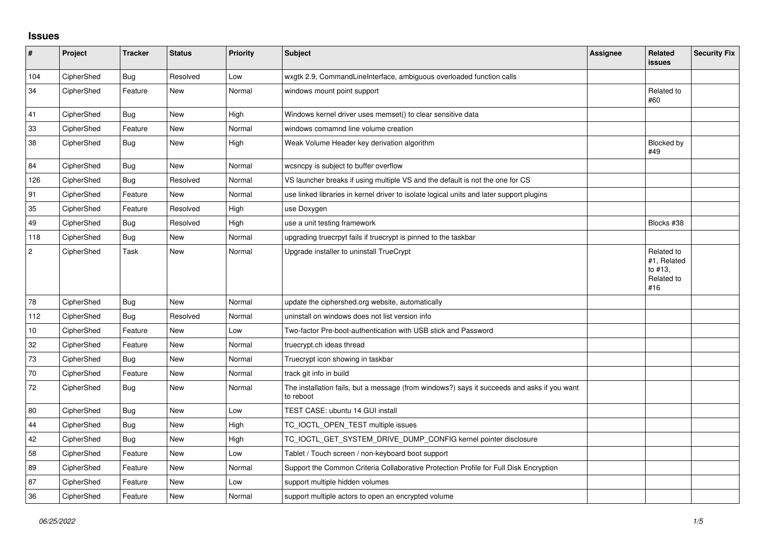## Issues

| # | Project | Tracker | Status | Priority | Subject | Assignee | Related issues | Security Fix |
|---|---|---|---|---|---|---|---|---|
| 104 | CipherShed | Bug | Resolved | Low | wxgtk 2.9, CommandLineInterface, ambiguous overloaded function calls | | | |
| 34 | CipherShed | Feature | New | Normal | windows mount point support | | Related to #60 | |
| 41 | CipherShed | Bug | New | High | Windows kernel driver uses memset() to clear sensitive data | | | |
| 33 | CipherShed | Feature | New | Normal | windows comamnd line volume creation | | | |
| 38 | CipherShed | Bug | New | High | Weak Volume Header key derivation algorithm | | Blocked by #49 | |
| 84 | CipherShed | Bug | New | Normal | wcsncpy is subject to buffer overflow | | | |
| 126 | CipherShed | Bug | Resolved | Normal | VS launcher breaks if using multiple VS and the default is not the one for CS | | | |
| 91 | CipherShed | Feature | New | Normal | use linked libraries in kernel driver to isolate logical units and later support plugins | | | |
| 35 | CipherShed | Feature | Resolved | High | use Doxygen | | | |
| 49 | CipherShed | Bug | Resolved | High | use a unit testing framework | | Blocks #38 | |
| 118 | CipherShed | Bug | New | Normal | upgrading truecrpyt fails if truecrypt is pinned to the taskbar | | | |
| 2 | CipherShed | Task | New | Normal | Upgrade installer to uninstall TrueCrypt | | Related to #1, Related to #13, Related to #16 | |
| 78 | CipherShed | Bug | New | Normal | update the ciphershed.org website, automatically | | | |
| 112 | CipherShed | Bug | Resolved | Normal | uninstall on windows does not list version info | | | |
| 10 | CipherShed | Feature | New | Low | Two-factor Pre-boot-authentication with USB stick and Password | | | |
| 32 | CipherShed | Feature | New | Normal | truecrypt.ch ideas thread | | | |
| 73 | CipherShed | Bug | New | Normal | Truecrypt icon showing in taskbar | | | |
| 70 | CipherShed | Feature | New | Normal | track git info in build | | | |
| 72 | CipherShed | Bug | New | Normal | The installation fails, but a message (from windows?) says it succeeds and asks if you want to reboot | | | |
| 80 | CipherShed | Bug | New | Low | TEST CASE: ubuntu 14 GUI install | | | |
| 44 | CipherShed | Bug | New | High | TC_IOCTL_OPEN_TEST multiple issues | | | |
| 42 | CipherShed | Bug | New | High | TC_IOCTL_GET_SYSTEM_DRIVE_DUMP_CONFIG kernel pointer disclosure | | | |
| 58 | CipherShed | Feature | New | Low | Tablet / Touch screen / non-keyboard boot support | | | |
| 89 | CipherShed | Feature | New | Normal | Support the Common Criteria Collaborative Protection Profile for Full Disk Encryption | | | |
| 87 | CipherShed | Feature | New | Low | support multiple hidden volumes | | | |
| 36 | CipherShed | Feature | New | Normal | support multiple actors to open an encrypted volume | | | |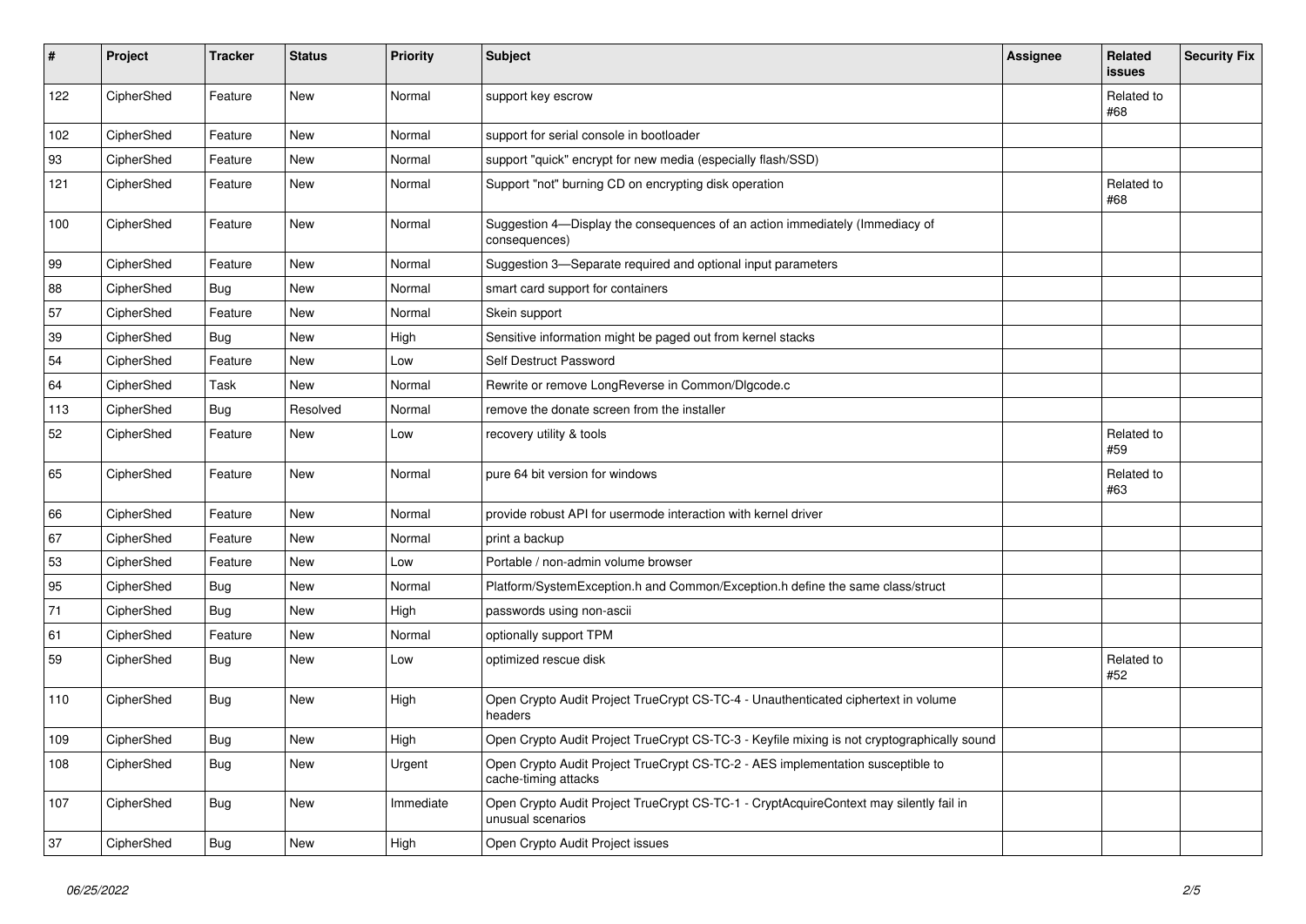| # | Project | Tracker | Status | Priority | Subject | Assignee | Related issues | Security Fix |
|---|---|---|---|---|---|---|---|---|
| 122 | CipherShed | Feature | New | Normal | support key escrow | | Related to #68 | |
| 102 | CipherShed | Feature | New | Normal | support for serial console in bootloader | | | |
| 93 | CipherShed | Feature | New | Normal | support "quick" encrypt for new media (especially flash/SSD) | | | |
| 121 | CipherShed | Feature | New | Normal | Support "not" burning CD on encrypting disk operation | | Related to #68 | |
| 100 | CipherShed | Feature | New | Normal | Suggestion 4—Display the consequences of an action immediately (Immediacy of consequences) | | | |
| 99 | CipherShed | Feature | New | Normal | Suggestion 3—Separate required and optional input parameters | | | |
| 88 | CipherShed | Bug | New | Normal | smart card support for containers | | | |
| 57 | CipherShed | Feature | New | Normal | Skein support | | | |
| 39 | CipherShed | Bug | New | High | Sensitive information might be paged out from kernel stacks | | | |
| 54 | CipherShed | Feature | New | Low | Self Destruct Password | | | |
| 64 | CipherShed | Task | New | Normal | Rewrite or remove LongReverse in Common/Dlgcode.c | | | |
| 113 | CipherShed | Bug | Resolved | Normal | remove the donate screen from the installer | | | |
| 52 | CipherShed | Feature | New | Low | recovery utility & tools | | Related to #59 | |
| 65 | CipherShed | Feature | New | Normal | pure 64 bit version for windows | | Related to #63 | |
| 66 | CipherShed | Feature | New | Normal | provide robust API for usermode interaction with kernel driver | | | |
| 67 | CipherShed | Feature | New | Normal | print a backup | | | |
| 53 | CipherShed | Feature | New | Low | Portable / non-admin volume browser | | | |
| 95 | CipherShed | Bug | New | Normal | Platform/SystemException.h and Common/Exception.h define the same class/struct | | | |
| 71 | CipherShed | Bug | New | High | passwords using non-ascii | | | |
| 61 | CipherShed | Feature | New | Normal | optionally support TPM | | | |
| 59 | CipherShed | Bug | New | Low | optimized rescue disk | | Related to #52 | |
| 110 | CipherShed | Bug | New | High | Open Crypto Audit Project TrueCrypt CS-TC-4 - Unauthenticated ciphertext in volume headers | | | |
| 109 | CipherShed | Bug | New | High | Open Crypto Audit Project TrueCrypt CS-TC-3 - Keyfile mixing is not cryptographically sound | | | |
| 108 | CipherShed | Bug | New | Urgent | Open Crypto Audit Project TrueCrypt CS-TC-2 - AES implementation susceptible to cache-timing attacks | | | |
| 107 | CipherShed | Bug | New | Immediate | Open Crypto Audit Project TrueCrypt CS-TC-1 - CryptAcquireContext may silently fail in unusual scenarios | | | |
| 37 | CipherShed | Bug | New | High | Open Crypto Audit Project issues | | | |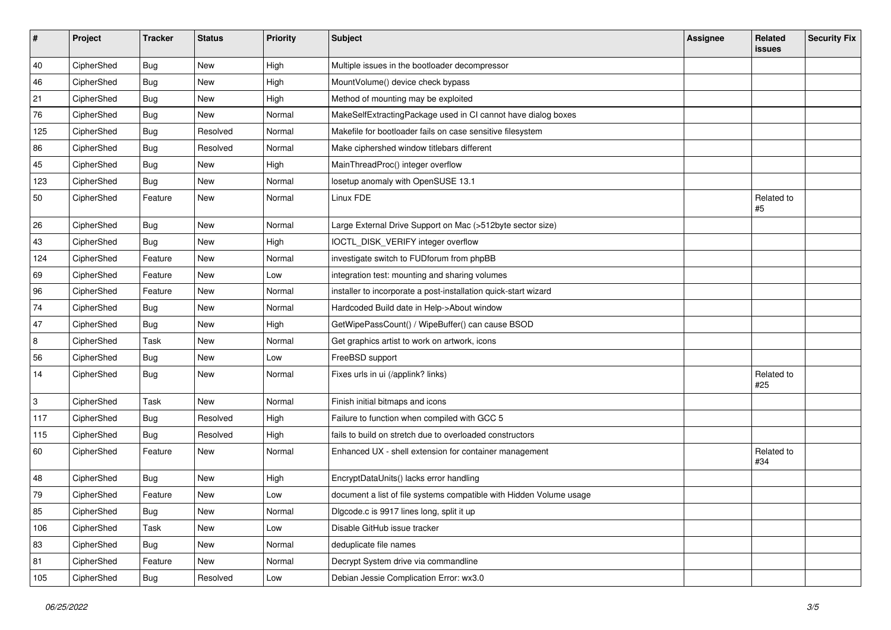| # | Project | Tracker | Status | Priority | Subject | Assignee | Related issues | Security Fix |
|---|---|---|---|---|---|---|---|---|
| 40 | CipherShed | Bug | New | High | Multiple issues in the bootloader decompressor | | | |
| 46 | CipherShed | Bug | New | High | MountVolume() device check bypass | | | |
| 21 | CipherShed | Bug | New | High | Method of mounting may be exploited | | | |
| 76 | CipherShed | Bug | New | Normal | MakeSelfExtractingPackage used in CI cannot have dialog boxes | | | |
| 125 | CipherShed | Bug | Resolved | Normal | Makefile for bootloader fails on case sensitive filesystem | | | |
| 86 | CipherShed | Bug | Resolved | Normal | Make ciphershed window titlebars different | | | |
| 45 | CipherShed | Bug | New | High | MainThreadProc() integer overflow | | | |
| 123 | CipherShed | Bug | New | Normal | losetup anomaly with OpenSUSE 13.1 | | | |
| 50 | CipherShed | Feature | New | Normal | Linux FDE | | Related to #5 | |
| 26 | CipherShed | Bug | New | Normal | Large External Drive Support on Mac (>512byte sector size) | | | |
| 43 | CipherShed | Bug | New | High | IOCTL_DISK_VERIFY integer overflow | | | |
| 124 | CipherShed | Feature | New | Normal | investigate switch to FUDforum from phpBB | | | |
| 69 | CipherShed | Feature | New | Low | integration test: mounting and sharing volumes | | | |
| 96 | CipherShed | Feature | New | Normal | installer to incorporate a post-installation quick-start wizard | | | |
| 74 | CipherShed | Bug | New | Normal | Hardcoded Build date in Help->About window | | | |
| 47 | CipherShed | Bug | New | High | GetWipePassCount() / WipeBuffer() can cause BSOD | | | |
| 8 | CipherShed | Task | New | Normal | Get graphics artist to work on artwork, icons | | | |
| 56 | CipherShed | Bug | New | Low | FreeBSD support | | | |
| 14 | CipherShed | Bug | New | Normal | Fixes urls in ui (/applink? links) | | Related to #25 | |
| 3 | CipherShed | Task | New | Normal | Finish initial bitmaps and icons | | | |
| 117 | CipherShed | Bug | Resolved | High | Failure to function when compiled with GCC 5 | | | |
| 115 | CipherShed | Bug | Resolved | High | fails to build on stretch due to overloaded constructors | | | |
| 60 | CipherShed | Feature | New | Normal | Enhanced UX - shell extension for container management | | Related to #34 | |
| 48 | CipherShed | Bug | New | High | EncryptDataUnits() lacks error handling | | | |
| 79 | CipherShed | Feature | New | Low | document a list of file systems compatible with Hidden Volume usage | | | |
| 85 | CipherShed | Bug | New | Normal | Dlgcode.c is 9917 lines long, split it up | | | |
| 106 | CipherShed | Task | New | Low | Disable GitHub issue tracker | | | |
| 83 | CipherShed | Bug | New | Normal | deduplicate file names | | | |
| 81 | CipherShed | Feature | New | Normal | Decrypt System drive via commandline | | | |
| 105 | CipherShed | Bug | Resolved | Low | Debian Jessie Complication Error: wx3.0 | | | |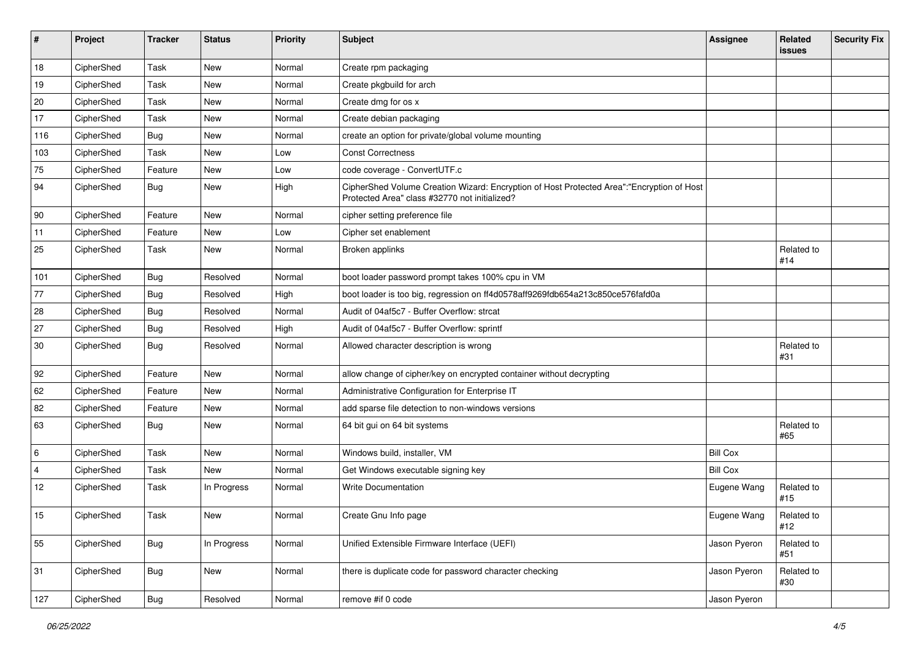| # | Project | Tracker | Status | Priority | Subject | Assignee | Related issues | Security Fix |
|---|---|---|---|---|---|---|---|---|
| 18 | CipherShed | Task | New | Normal | Create rpm packaging | | | |
| 19 | CipherShed | Task | New | Normal | Create pkgbuild for arch | | | |
| 20 | CipherShed | Task | New | Normal | Create dmg for os x | | | |
| 17 | CipherShed | Task | New | Normal | Create debian packaging | | | |
| 116 | CipherShed | Bug | New | Normal | create an option for private/global volume mounting | | | |
| 103 | CipherShed | Task | New | Low | Const Correctness | | | |
| 75 | CipherShed | Feature | New | Low | code coverage - ConvertUTF.c | | | |
| 94 | CipherShed | Bug | New | High | CipherShed Volume Creation Wizard: Encryption of Host Protected Area":"Encryption of Host Protected Area" class #32770 not initialized? | | | |
| 90 | CipherShed | Feature | New | Normal | cipher setting preference file | | | |
| 11 | CipherShed | Feature | New | Low | Cipher set enablement | | | |
| 25 | CipherShed | Task | New | Normal | Broken applinks | | Related to #14 | |
| 101 | CipherShed | Bug | Resolved | Normal | boot loader password prompt takes 100% cpu in VM | | | |
| 77 | CipherShed | Bug | Resolved | High | boot loader is too big, regression on ff4d0578aff9269fdb654a213c850ce576fafd0a | | | |
| 28 | CipherShed | Bug | Resolved | Normal | Audit of 04af5c7 - Buffer Overflow: strcat | | | |
| 27 | CipherShed | Bug | Resolved | High | Audit of 04af5c7 - Buffer Overflow: sprintf | | | |
| 30 | CipherShed | Bug | Resolved | Normal | Allowed character description is wrong | | Related to #31 | |
| 92 | CipherShed | Feature | New | Normal | allow change of cipher/key on encrypted container without decrypting | | | |
| 62 | CipherShed | Feature | New | Normal | Administrative Configuration for Enterprise IT | | | |
| 82 | CipherShed | Feature | New | Normal | add sparse file detection to non-windows versions | | | |
| 63 | CipherShed | Bug | New | Normal | 64 bit gui on 64 bit systems | | Related to #65 | |
| 6 | CipherShed | Task | New | Normal | Windows build, installer, VM | Bill Cox | | |
| 4 | CipherShed | Task | New | Normal | Get Windows executable signing key | Bill Cox | | |
| 12 | CipherShed | Task | In Progress | Normal | Write Documentation | Eugene Wang | Related to #15 | |
| 15 | CipherShed | Task | New | Normal | Create Gnu Info page | Eugene Wang | Related to #12 | |
| 55 | CipherShed | Bug | In Progress | Normal | Unified Extensible Firmware Interface (UEFI) | Jason Pyeron | Related to #51 | |
| 31 | CipherShed | Bug | New | Normal | there is duplicate code for password character checking | Jason Pyeron | Related to #30 | |
| 127 | CipherShed | Bug | Resolved | Normal | remove #if 0 code | Jason Pyeron | | |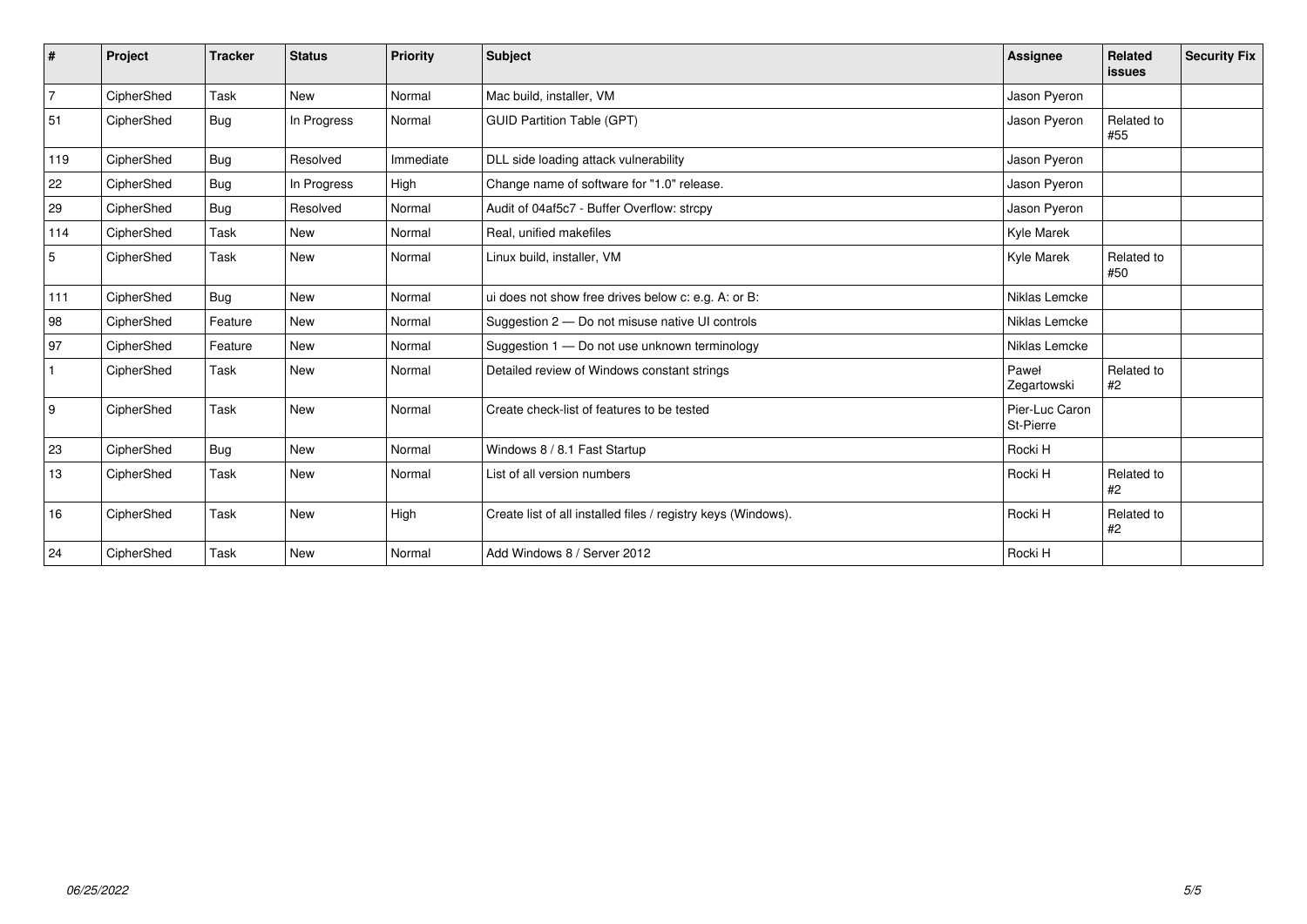| # | Project | Tracker | Status | Priority | Subject | Assignee | Related issues | Security Fix |
|---|---|---|---|---|---|---|---|---|
| 7 | CipherShed | Task | New | Normal | Mac build, installer, VM | Jason Pyeron | | |
| 51 | CipherShed | Bug | In Progress | Normal | GUID Partition Table (GPT) | Jason Pyeron | Related to #55 | |
| 119 | CipherShed | Bug | Resolved | Immediate | DLL side loading attack vulnerability | Jason Pyeron | | |
| 22 | CipherShed | Bug | In Progress | High | Change name of software for "1.0" release. | Jason Pyeron | | |
| 29 | CipherShed | Bug | Resolved | Normal | Audit of 04af5c7 - Buffer Overflow: strcpy | Jason Pyeron | | |
| 114 | CipherShed | Task | New | Normal | Real, unified makefiles | Kyle Marek | | |
| 5 | CipherShed | Task | New | Normal | Linux build, installer, VM | Kyle Marek | Related to #50 | |
| 111 | CipherShed | Bug | New | Normal | ui does not show free drives below c: e.g. A: or B: | Niklas Lemcke | | |
| 98 | CipherShed | Feature | New | Normal | Suggestion 2 — Do not misuse native UI controls | Niklas Lemcke | | |
| 97 | CipherShed | Feature | New | Normal | Suggestion 1 — Do not use unknown terminology | Niklas Lemcke | | |
| 1 | CipherShed | Task | New | Normal | Detailed review of Windows constant strings | Paweł Zegartowski | Related to #2 | |
| 9 | CipherShed | Task | New | Normal | Create check-list of features to be tested | Pier-Luc Caron St-Pierre | | |
| 23 | CipherShed | Bug | New | Normal | Windows 8 / 8.1 Fast Startup | Rocki H | | |
| 13 | CipherShed | Task | New | Normal | List of all version numbers | Rocki H | Related to #2 | |
| 16 | CipherShed | Task | New | High | Create list of all installed files / registry keys (Windows). | Rocki H | Related to #2 | |
| 24 | CipherShed | Task | New | Normal | Add Windows 8 / Server 2012 | Rocki H | | |

*06/25/2022*